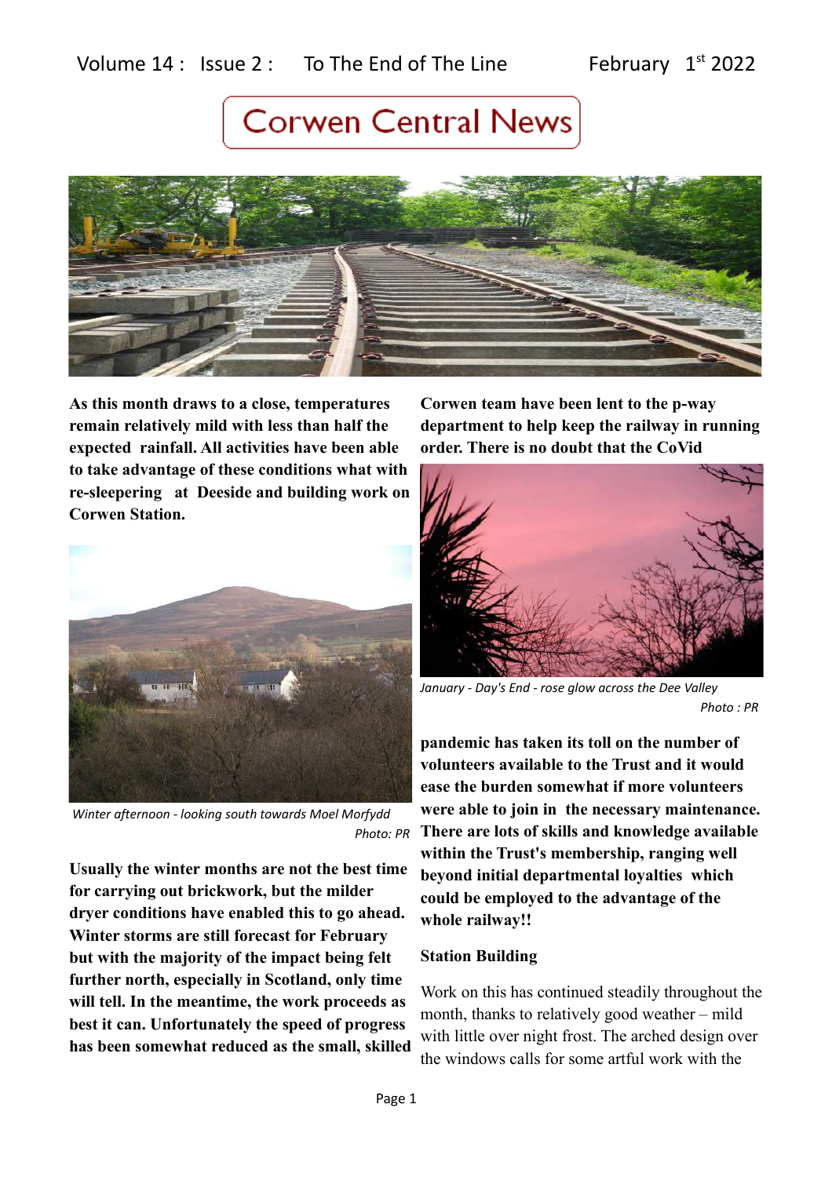Volume 14 : Issue 2 : To The End of The Line February 1st 2022

# Corwen Central News

**As this month draws to a close, temperatures remain relatively mild with less than half the expected rainfall. All activities have been able to take advantage of these conditions what with re-sleepering at Deeside and building work on Corwen Station.**

*Winter afternoon - looking south towards Moel Morfydd*
*Photo: PR*

**Usually the winter months are not the best time for carrying out brickwork, but the milder dryer conditions have enabled this to go ahead. Winter storms are still forecast for February but with the majority of the impact being felt further north, especially in Scotland, only time will tell. In the meantime, the work proceeds as best it can. Unfortunately the speed of progress has been somewhat reduced as the small, skilled Corwen team have been lent to the p-way department to help keep the railway in running order. There is no doubt that the CoVid pandemic has taken its toll on the number of volunteers available to the Trust and it would ease the burden somewhat if more volunteers were able to join in the necessary maintenance. There are lots of skills and knowledge available within the Trust's membership, ranging well beyond initial departmental loyalties which could be employed to the advantage of the whole railway!!**

*January - Day's End - rose glow across the Dee Valley*
*Photo : PR*

**Station Building**

Work on this has continued steadily throughout the month, thanks to relatively good weather – mild with little over night frost. The arched design over the windows calls for some artful work with the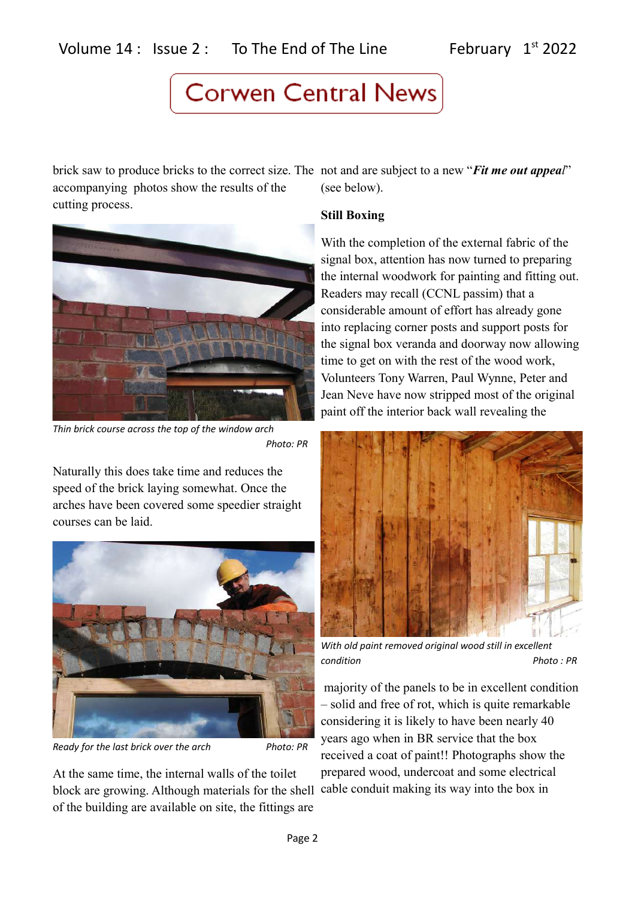brick saw to produce bricks to the correct size. The accompanying photos show the results of the cutting process.

*Thin brick course across the top of the window arch* *Photo: PR*

Naturally this does take time and reduces the speed of the brick laying somewhat. Once the arches have been covered some speedier straight courses can be laid.

*Ready for the last brick over the arch* *Photo: PR*

At the same time, the internal walls of the toilet block are growing. Although materials for the shell of the building are available on site, the fittings are not and are subject to a new "***Fit me out appeal***" (see below).

**Still Boxing**

With the completion of the external fabric of the signal box, attention has now turned to preparing the internal woodwork for painting and fitting out. Readers may recall (CCNL passim) that a considerable amount of effort has already gone into replacing corner posts and support posts for the signal box veranda and doorway now allowing time to get on with the rest of the wood work, Volunteers Tony Warren, Paul Wynne, Peter and Jean Neve have now stripped most of the original paint off the interior back wall revealing the

*With old paint removed original wood still in excellent condition* *Photo : PR*

majority of the panels to be in excellent condition – solid and free of rot, which is quite remarkable considering it is likely to have been nearly 40 years ago when in BR service that the box received a coat of paint!! Photographs show the prepared wood, undercoat and some electrical cable conduit making its way into the box in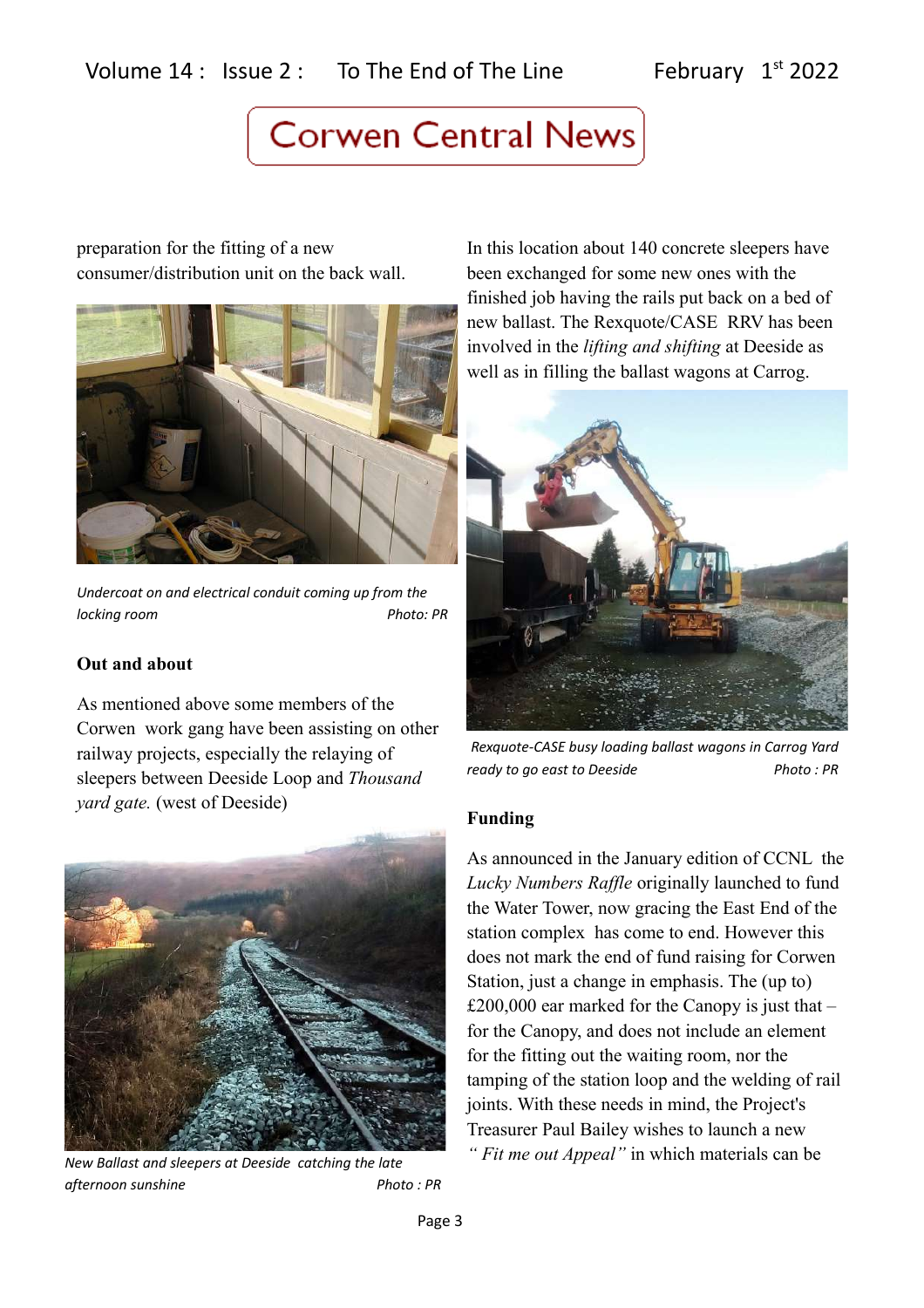preparation for the fitting of a new consumer/distribution unit on the back wall.

*Undercoat on and electrical conduit coming up from the locking room* *Photo: PR*

### Out and about

As mentioned above some members of the Corwen work gang have been assisting on other railway projects, especially the relaying of sleepers between Deeside Loop and *Thousand yard gate.* (west of Deeside)

*New Ballast and sleepers at Deeside catching the late afternoon sunshine* *Photo : PR*

In this location about 140 concrete sleepers have been exchanged for some new ones with the finished job having the rails put back on a bed of new ballast. The Rexquote/CASE RRV has been involved in the *lifting and shifting* at Deeside as well as in filling the ballast wagons at Carrog.

*Rexquote-CASE busy loading ballast wagons in Carrog Yard ready to go east to Deeside* *Photo : PR*

### Funding

As announced in the January edition of CCNL the *Lucky Numbers Raffle* originally launched to fund the Water Tower, now gracing the East End of the station complex has come to end. However this does not mark the end of fund raising for Corwen Station, just a change in emphasis. The (up to) £200,000 ear marked for the Canopy is just that – for the Canopy, and does not include an element for the fitting out the waiting room, nor the tamping of the station loop and the welding of rail joints. With these needs in mind, the Project's Treasurer Paul Bailey wishes to launch a new *" Fit me out Appeal"* in which materials can be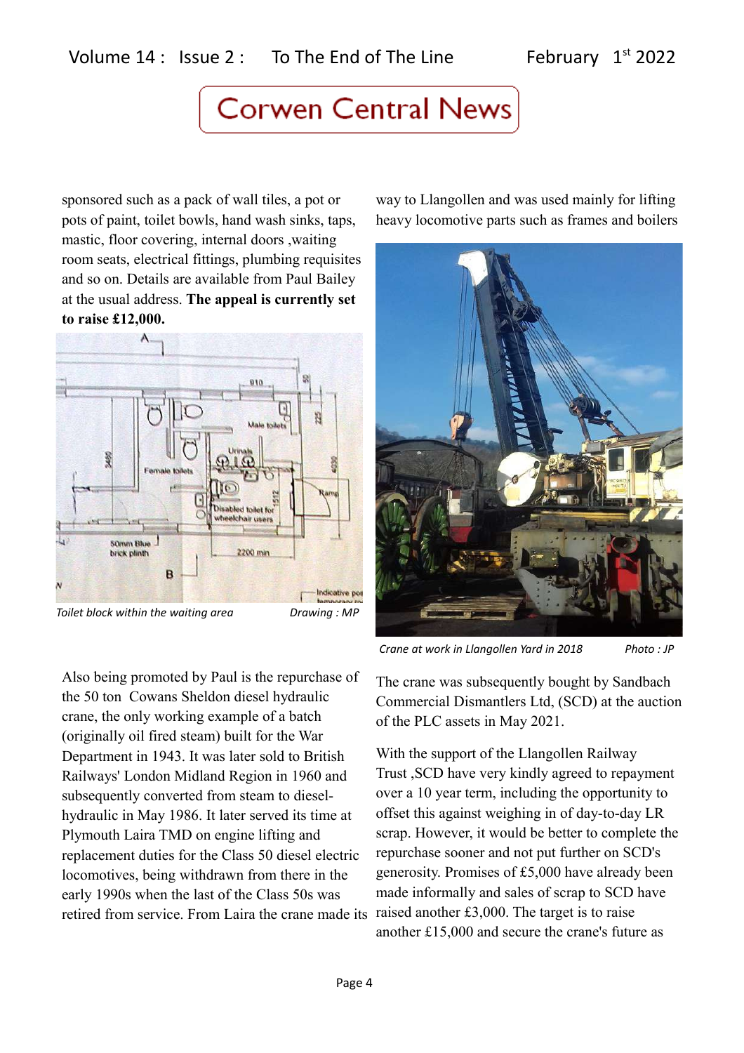# Corwen Central News

sponsored such as a pack of wall tiles, a pot or pots of paint, toilet bowls, hand wash sinks, taps, mastic, floor covering, internal doors ,waiting room seats, electrical fittings, plumbing requisites and so on. Details are available from Paul Bailey at the usual address. **The appeal is currently set to raise £12,000.**

*Toilet block within the waiting area* *Drawing : MP*

Also being promoted by Paul is the repurchase of the 50 ton Cowans Sheldon diesel hydraulic crane, the only working example of a batch (originally oil fired steam) built for the War Department in 1943. It was later sold to British Railways' London Midland Region in 1960 and subsequently converted from steam to diesel-hydraulic in May 1986. It later served its time at Plymouth Laira TMD on engine lifting and replacement duties for the Class 50 diesel electric locomotives, being withdrawn from there in the early 1990s when the last of the Class 50s was retired from service. From Laira the crane made its way to Llangollen and was used mainly for lifting heavy locomotive parts such as frames and boilers

*Crane at work in Llangollen Yard in 2018* *Photo : JP*

The crane was subsequently bought by Sandbach Commercial Dismantlers Ltd, (SCD) at the auction of the PLC assets in May 2021.

With the support of the Llangollen Railway Trust ,SCD have very kindly agreed to repayment over a 10 year term, including the opportunity to offset this against weighing in of day-to-day LR scrap. However, it would be better to complete the repurchase sooner and not put further on SCD's generosity. Promises of £5,000 have already been made informally and sales of scrap to SCD have raised another £3,000. The target is to raise another £15,000 and secure the crane's future as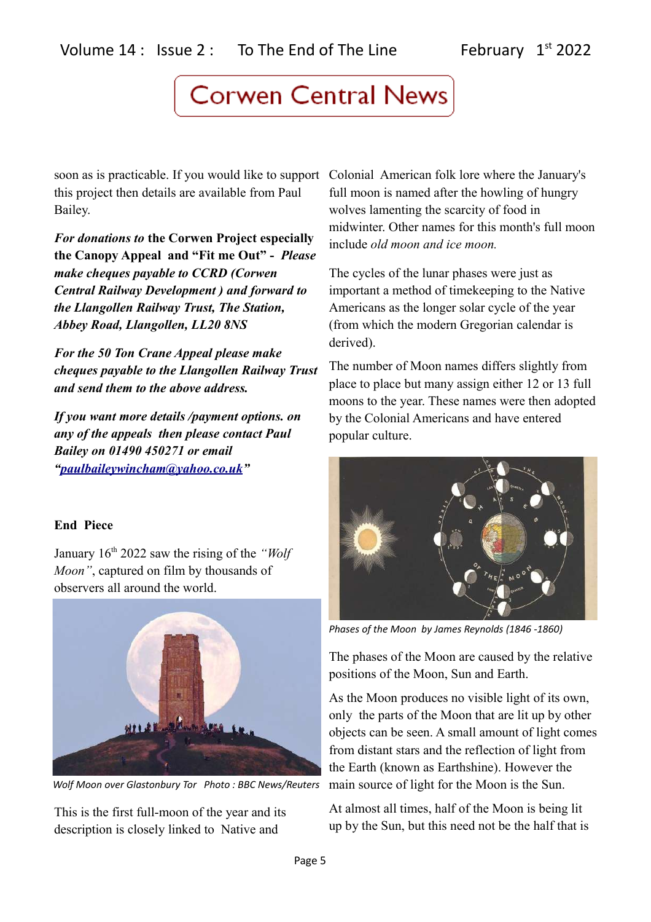soon as is practicable. If you would like to support this project then details are available from Paul Bailey.

***For donations to* the Corwen Project especially the Canopy Appeal and "Fit me Out" - *Please make cheques payable to CCRD (Corwen Central Railway Development ) and forward to the Llangollen Railway Trust, The Station, Abbey Road, Llangollen, LL20 8NS***

***For the 50 Ton Crane Appeal please make cheques payable to the Llangollen Railway Trust and send them to the above address.***

***If you want more details /payment options. on any of the appeals then please contact Paul Bailey on 01490 450271 or email "[paulbaileywincham@yahoo.co.uk](mailto:paulbaileywincham@yahoo.co.uk)"***

**End Piece**

January 16th 2022 saw the rising of the *"Wolf Moon"*, captured on film by thousands of observers all around the world.

*Wolf Moon over Glastonbury Tor Photo : BBC News/Reuters*

This is the first full-moon of the year and its description is closely linked to Native and Colonial American folk lore where the January's full moon is named after the howling of hungry wolves lamenting the scarcity of food in midwinter. Other names for this month's full moon include *old moon and ice moon.*

The cycles of the lunar phases were just as important a method of timekeeping to the Native Americans as the longer solar cycle of the year (from which the modern Gregorian calendar is derived).

The number of Moon names differs slightly from place to place but many assign either 12 or 13 full moons to the year. These names were then adopted by the Colonial Americans and have entered popular culture.

*Phases of the Moon by James Reynolds (1846 -1860)*

The phases of the Moon are caused by the relative positions of the Moon, Sun and Earth.

As the Moon produces no visible light of its own, only the parts of the Moon that are lit up by other objects can be seen. A small amount of light comes from distant stars and the reflection of light from the Earth (known as Earthshine). However the main source of light for the Moon is the Sun.

At almost all times, half of the Moon is being lit up by the Sun, but this need not be the half that is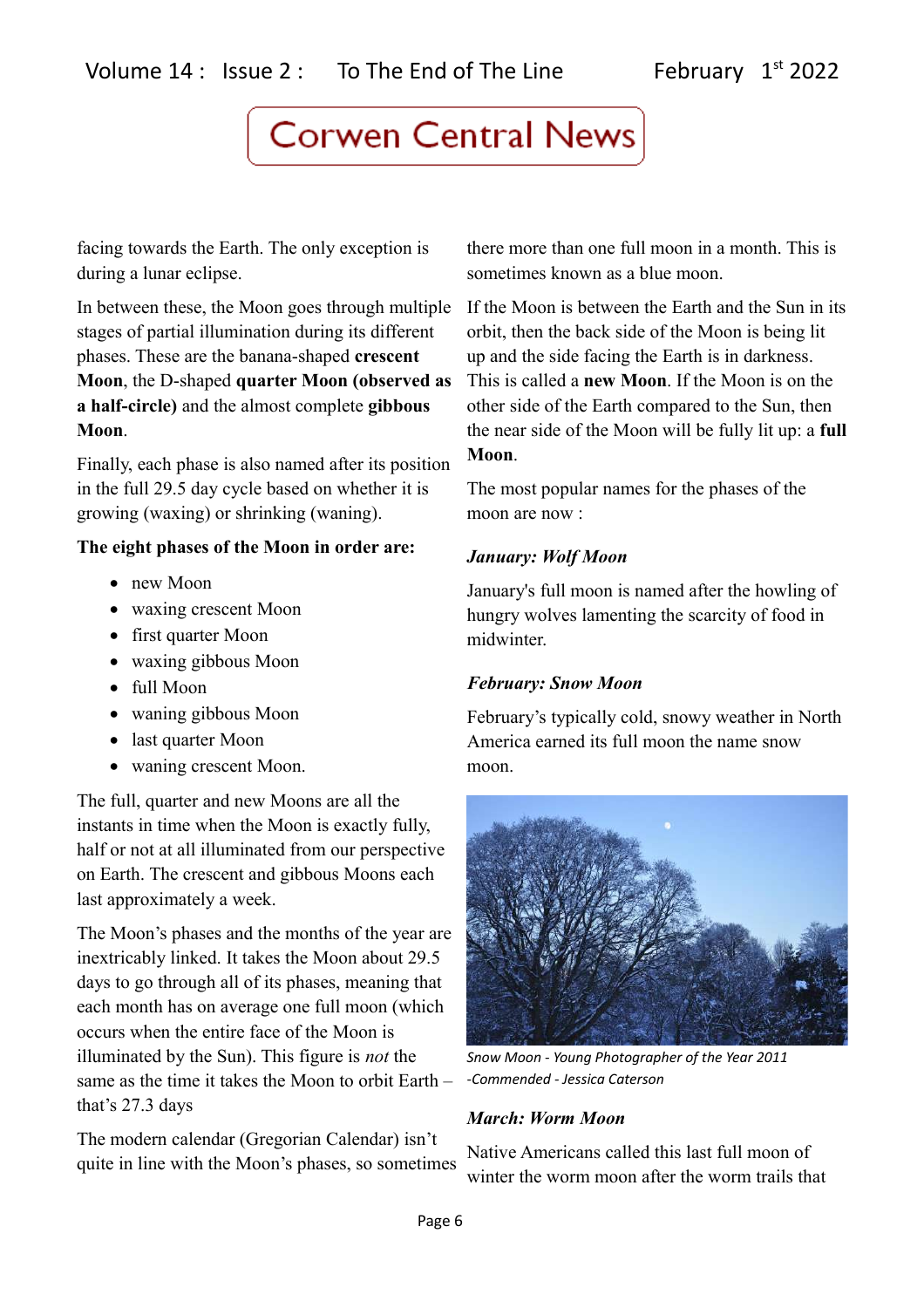facing towards the Earth. The only exception is during a lunar eclipse.

In between these, the Moon goes through multiple stages of partial illumination during its different phases. These are the banana-shaped **crescent Moon**, the D-shaped **quarter Moon (observed as a half-circle)** and the almost complete **gibbous Moon**.

Finally, each phase is also named after its position in the full 29.5 day cycle based on whether it is growing (waxing) or shrinking (waning).

**The eight phases of the Moon in order are:**

- new Moon
- waxing crescent Moon
- first quarter Moon
- waxing gibbous Moon
- full Moon
- waning gibbous Moon
- last quarter Moon
- waning crescent Moon.

The full, quarter and new Moons are all the instants in time when the Moon is exactly fully, half or not at all illuminated from our perspective on Earth. The crescent and gibbous Moons each last approximately a week.

The Moon's phases and the months of the year are inextricably linked. It takes the Moon about 29.5 days to go through all of its phases, meaning that each month has on average one full moon (which occurs when the entire face of the Moon is illuminated by the Sun). This figure is *not* the same as the time it takes the Moon to orbit Earth – that's 27.3 days

The modern calendar (Gregorian Calendar) isn't quite in line with the Moon's phases, so sometimes there more than one full moon in a month. This is sometimes known as a blue moon.

If the Moon is between the Earth and the Sun in its orbit, then the back side of the Moon is being lit up and the side facing the Earth is in darkness. This is called a **new Moon**. If the Moon is on the other side of the Earth compared to the Sun, then the near side of the Moon will be fully lit up: a **full Moon**.

The most popular names for the phases of the moon are now :

***January: Wolf Moon***

January's full moon is named after the howling of hungry wolves lamenting the scarcity of food in midwinter.

***February: Snow Moon***

February's typically cold, snowy weather in North America earned its full moon the name snow moon.

*Snow Moon - Young Photographer of the Year 2011 -Commended - Jessica Caterson*

***March: Worm Moon***

Native Americans called this last full moon of winter the worm moon after the worm trails that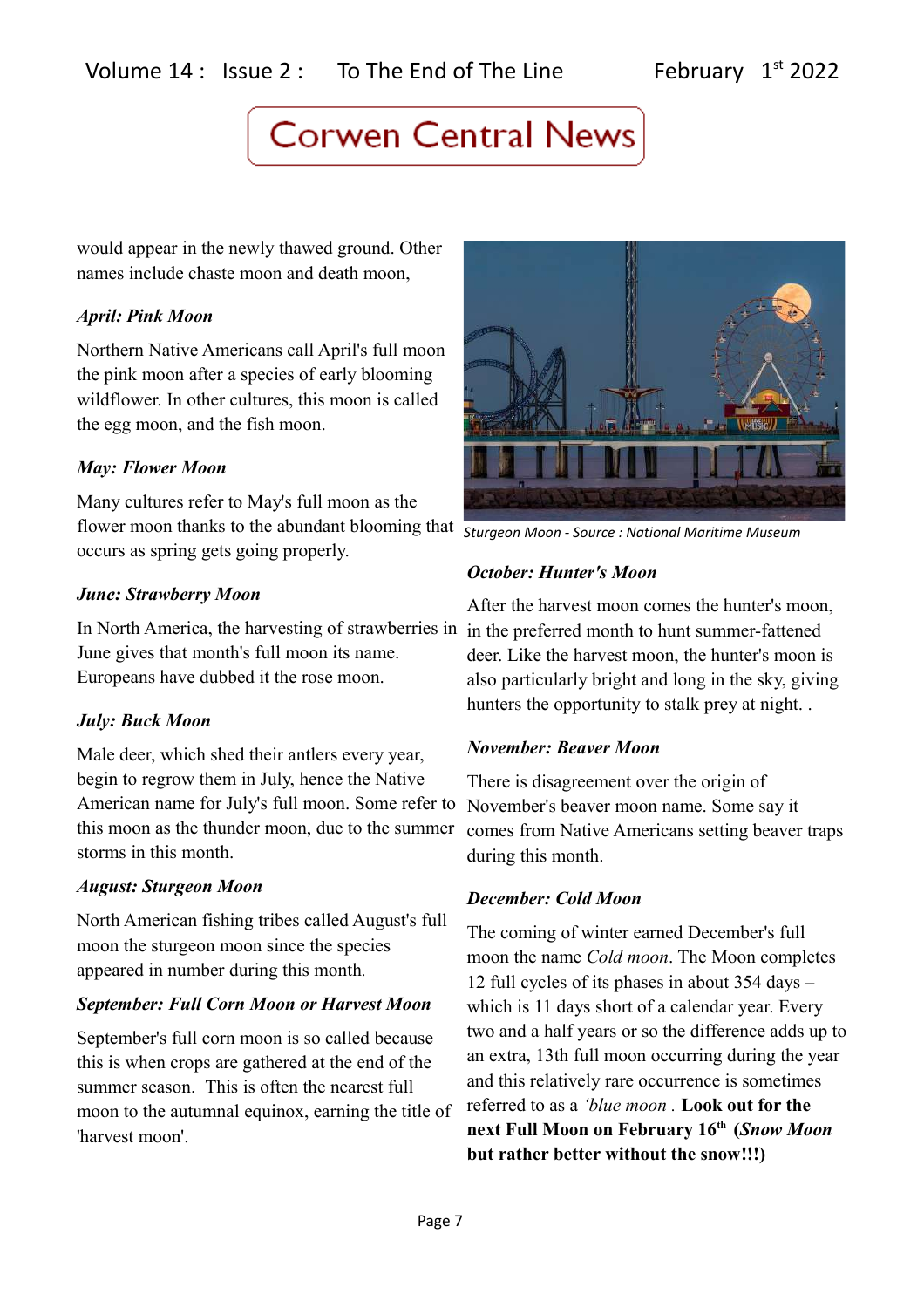would appear in the newly thawed ground. Other names include chaste moon and death moon,

***April: Pink Moon***

Northern Native Americans call April's full moon the pink moon after a species of early blooming wildflower. In other cultures, this moon is called the egg moon, and the fish moon.

***May: Flower Moon***

Many cultures refer to May's full moon as the flower moon thanks to the abundant blooming that occurs as spring gets going properly.

***June: Strawberry Moon***

In North America, the harvesting of strawberries in June gives that month's full moon its name. Europeans have dubbed it the rose moon.

***July: Buck Moon***

Male deer, which shed their antlers every year, begin to regrow them in July, hence the Native American name for July's full moon. Some refer to this moon as the thunder moon, due to the summer storms in this month.

***August: Sturgeon Moon***

North American fishing tribes called August's full moon the sturgeon moon since the species appeared in number during this month.

***September: Full Corn Moon or Harvest Moon***

September's full corn moon is so called because this is when crops are gathered at the end of the summer season. This is often the nearest full moon to the autumnal equinox, earning the title of 'harvest moon'.

*Sturgeon Moon - Source : National Maritime Museum*

***October: Hunter's Moon***

After the harvest moon comes the hunter's moon, in the preferred month to hunt summer-fattened deer. Like the harvest moon, the hunter's moon is also particularly bright and long in the sky, giving hunters the opportunity to stalk prey at night. .

***November: Beaver Moon***

There is disagreement over the origin of November's beaver moon name. Some say it comes from Native Americans setting beaver traps during this month.

***December: Cold Moon***

The coming of winter earned December's full moon the name *Cold moon*. The Moon completes 12 full cycles of its phases in about 354 days – which is 11 days short of a calendar year. Every two and a half years or so the difference adds up to an extra, 13th full moon occurring during the year and this relatively rare occurrence is sometimes referred to as a *'blue moon* . **Look out for the next Full Moon on February 16th (*Snow Moon* but rather better without the snow!!!)**